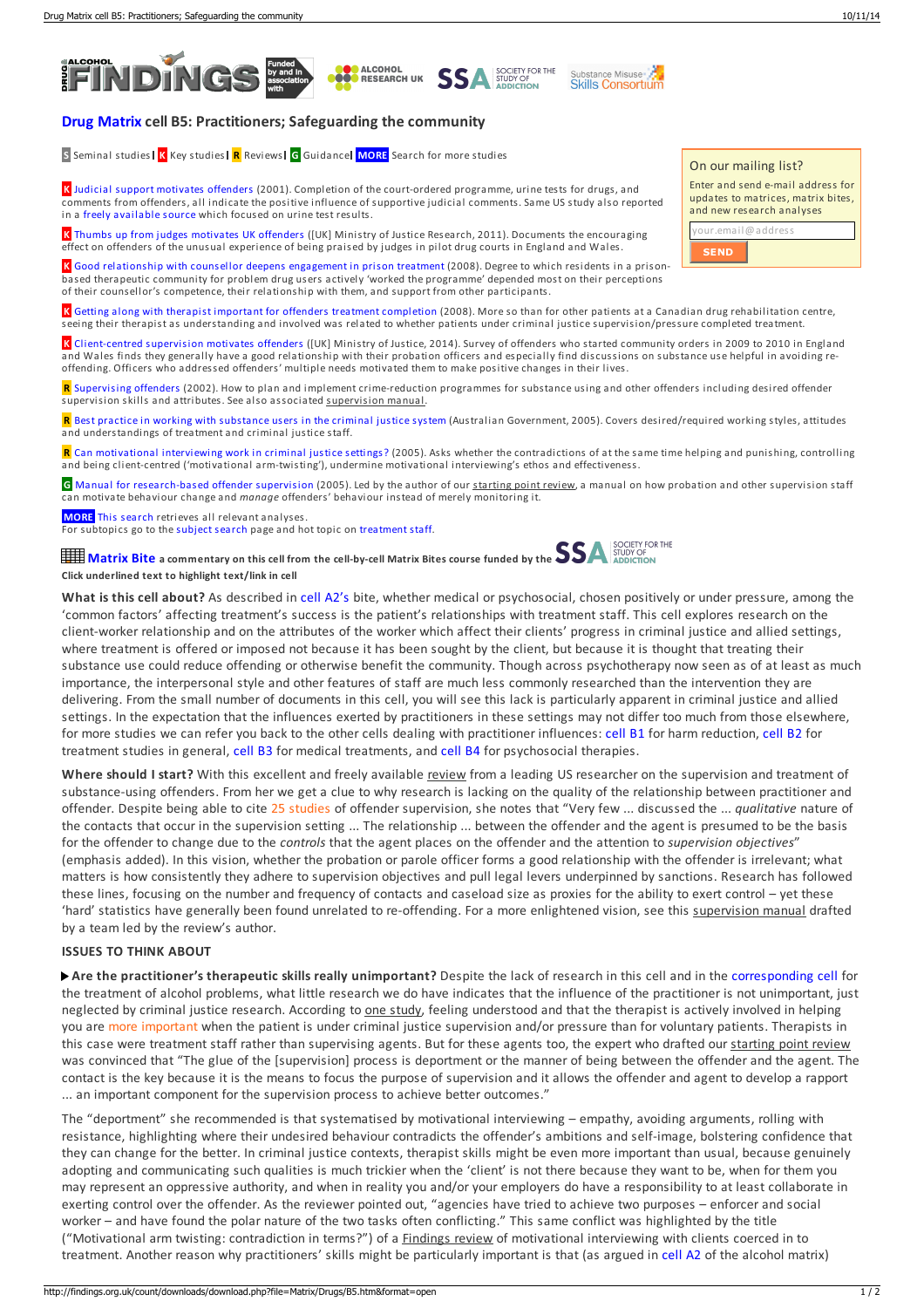# Drug Matrix cell B5: Practitioners; Safeguarding the community

S Seminal studies | K Key studies | R Reviews | G Guidance | MORE Search for more studies

**On our mailing list?**

Enter and send e-mail address for updates to matrices, matrix bites, and new research analyses

your.email@address

SEND

K Judicial support motivates offenders (2001). Completion of the court-ordered programme, urine tests for drugs, and comments from offenders, all indicate the positive influence of supportive judicial comments. Same US study also reported in a freely available source which focused on urine test results.

K Thumbs up from judges motivates UK offenders ([UK] Ministry of Justice Research, 2011). Documents the encouraging effect on offenders of the unusual experience of being praised by judges in pilot drug courts in England and Wales.

K Good relationship with counsellor deepens engagement in prison treatment (2008). Degree to which residents in a prison-based therapeutic community for problem drug users actively 'worked the programme' depended most on their perceptions of their counsellor's competence, their relationship with them, and support from other participants.

K Getting along with therapist important for offenders treatment completion (2008). More so than for other patients at a Canadian drug rehabilitation centre, seeing their therapist as understanding and involved was related to whether patients under criminal justice supervision/pressure completed treatment.

K Client-centred supervision motivates offenders ([UK] Ministry of Justice, 2014). Survey of offenders who started community orders in 2009 to 2010 in England and Wales finds they generally have a good relationship with their probation officers and especially find discussions on substance use helpful in avoiding re-offending. Officers who addressed offenders' multiple needs motivated them to make positive changes in their lives.

R Supervising offenders (2002). How to plan and implement crime-reduction programmes for substance using and other offenders including desired offender supervision skills and attributes. See also associated supervision manual.

R Best practice in working with substance users in the criminal justice system (Australian Government, 2005). Covers desired/required working styles, attitudes and understandings of treatment and criminal justice staff.

R Can motivational interviewing work in criminal justice settings? (2005). Asks whether the contradictions of at the same time helping and punishing, controlling and being client-centred ('motivational arm-twisting'), undermine motivational interviewing's ethos and effectiveness.

G Manual for research-based offender supervision (2005). Led by the author of our starting point review, a manual on how probation and other supervision staff can motivate behaviour change and *manage* offenders' behaviour instead of merely monitoring it.

MORE This search retrieves all relevant analyses.
For subtopics go to the subject search page and hot topic on treatment staff.

## Matrix Bite a commentary on this cell from the cell-by-cell Matrix Bites course funded by the SSA Society for the Study of Addiction

**Click underlined text to highlight text/link in cell**

**What is this cell about?** As described in cell A2's bite, whether medical or psychosocial, chosen positively or under pressure, among the 'common factors' affecting treatment's success is the patient's relationships with treatment staff. This cell explores research on the client-worker relationship and on the attributes of the worker which affect their clients' progress in criminal justice and allied settings, where treatment is offered or imposed not because it has been sought by the client, but because it is thought that treating their substance use could reduce offending or otherwise benefit the community. Though across psychotherapy now seen as of at least as much importance, the interpersonal style and other features of staff are much less commonly researched than the intervention they are delivering. From the small number of documents in this cell, you will see this lack is particularly apparent in criminal justice and allied settings. In the expectation that the influences exerted by practitioners in these settings may not differ too much from those elsewhere, for more studies we can refer you back to the other cells dealing with practitioner influences: cell B1 for harm reduction, cell B2 for treatment studies in general, cell B3 for medical treatments, and cell B4 for psychosocial therapies.

**Where should I start?** With this excellent and freely available review from a leading US researcher on the supervision and treatment of substance-using offenders. From her we get a clue to why research is lacking on the quality of the relationship between practitioner and offender. Despite being able to cite 25 studies of offender supervision, she notes that "Very few ... discussed the ... *qualitative* nature of the contacts that occur in the supervision setting ... The relationship ... between the offender and the agent is presumed to be the basis for the offender to change due to the *controls* that the agent places on the offender and the attention to *supervision objectives*" (emphasis added). In this vision, whether the probation or parole officer forms a good relationship with the offender is irrelevant; what matters is how consistently they adhere to supervision objectives and pull legal levers underpinned by sanctions. Research has followed these lines, focusing on the number and frequency of contacts and caseload size as proxies for the ability to exert control – yet these 'hard' statistics have generally been found unrelated to re-offending. For a more enlightened vision, see this supervision manual drafted by a team led by the review's author.

### ISSUES TO THINK ABOUT

▶ **Are the practitioner's therapeutic skills really unimportant?** Despite the lack of research in this cell and in the corresponding cell for the treatment of alcohol problems, what little research we do have indicates that the influence of the practitioner is not unimportant, just neglected by criminal justice research. According to one study, feeling understood and that the therapist is actively involved in helping you are more important when the patient is under criminal justice supervision and/or pressure than for voluntary patients. Therapists in this case were treatment staff rather than supervising agents. But for these agents too, the expert who drafted our starting point review was convinced that "The glue of the [supervision] process is deportment or the manner of being between the offender and the agent. The contact is the key because it is the means to focus the purpose of supervision and it allows the offender and agent to develop a rapport ... an important component for the supervision process to achieve better outcomes."

The "deportment" she recommended is that systematised by motivational interviewing – empathy, avoiding arguments, rolling with resistance, highlighting where their undesired behaviour contradicts the offender's ambitions and self-image, bolstering confidence that they can change for the better. In criminal justice contexts, therapist skills might be even more important than usual, because genuinely adopting and communicating such qualities is much trickier when the 'client' is not there because they want to be, when for them you may represent an oppressive authority, and when in reality you and/or your employers do have a responsibility to at least collaborate in exerting control over the offender. As the reviewer pointed out, "agencies have tried to achieve two purposes – enforcer and social worker – and have found the polar nature of the two tasks often conflicting." This same conflict was highlighted by the title ("Motivational arm twisting: contradiction in terms?") of a Findings review of motivational interviewing with clients coerced in to treatment. Another reason why practitioners' skills might be particularly important is that (as argued in cell A2 of the alcohol matrix)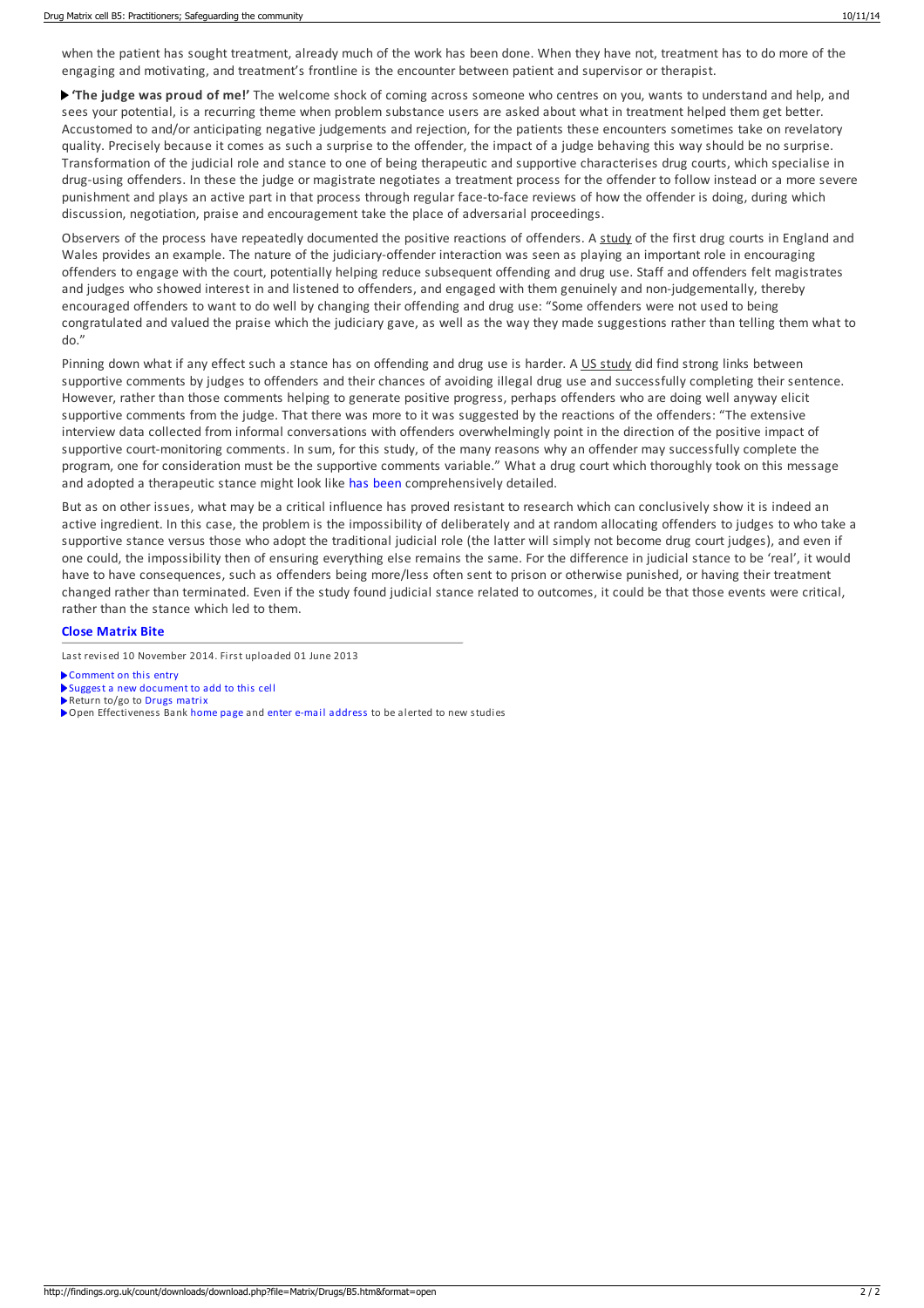when the patient has sought treatment, already much of the work has been done. When they have not, treatment has to do more of the engaging and motivating, and treatment's frontline is the encounter between patient and supervisor or therapist.

▶ **'The judge was proud of me!'** The welcome shock of coming across someone who centres on you, wants to understand and help, and sees your potential, is a recurring theme when problem substance users are asked about what in treatment helped them get better. Accustomed to and/or anticipating negative judgements and rejection, for the patients these encounters sometimes take on revelatory quality. Precisely because it comes as such a surprise to the offender, the impact of a judge behaving this way should be no surprise. Transformation of the judicial role and stance to one of being therapeutic and supportive characterises drug courts, which specialise in drug-using offenders. In these the judge or magistrate negotiates a treatment process for the offender to follow instead or a more severe punishment and plays an active part in that process through regular face-to-face reviews of how the offender is doing, during which discussion, negotiation, praise and encouragement take the place of adversarial proceedings.

Observers of the process have repeatedly documented the positive reactions of offenders. A study of the first drug courts in England and Wales provides an example. The nature of the judiciary-offender interaction was seen as playing an important role in encouraging offenders to engage with the court, potentially helping reduce subsequent offending and drug use. Staff and offenders felt magistrates and judges who showed interest in and listened to offenders, and engaged with them genuinely and non-judgementally, thereby encouraged offenders to want to do well by changing their offending and drug use: "Some offenders were not used to being congratulated and valued the praise which the judiciary gave, as well as the way they made suggestions rather than telling them what to do."

Pinning down what if any effect such a stance has on offending and drug use is harder. A US study did find strong links between supportive comments by judges to offenders and their chances of avoiding illegal drug use and successfully completing their sentence. However, rather than those comments helping to generate positive progress, perhaps offenders who are doing well anyway elicit supportive comments from the judge. That there was more to it was suggested by the reactions of the offenders: "The extensive interview data collected from informal conversations with offenders overwhelmingly point in the direction of the positive impact of supportive court-monitoring comments. In sum, for this study, of the many reasons why an offender may successfully complete the program, one for consideration must be the supportive comments variable." What a drug court which thoroughly took on this message and adopted a therapeutic stance might look like has been comprehensively detailed.

But as on other issues, what may be a critical influence has proved resistant to research which can conclusively show it is indeed an active ingredient. In this case, the problem is the impossibility of deliberately and at random allocating offenders to judges to who take a supportive stance versus those who adopt the traditional judicial role (the latter will simply not become drug court judges), and even if one could, the impossibility then of ensuring everything else remains the same. For the difference in judicial stance to be 'real', it would have to have consequences, such as offenders being more/less often sent to prison or otherwise punished, or having their treatment changed rather than terminated. Even if the study found judicial stance related to outcomes, it could be that those events were critical, rather than the stance which led to them.

**Close Matrix Bite**

Last revised 10 November 2014. First uploaded 01 June 2013

- ▶ Comment on this entry
- ▶ Suggest a new document to add to this cell
- ▶ Return to/go to Drugs matrix
- ▶ Open Effectiveness Bank home page and enter e-mail address to be alerted to new studies